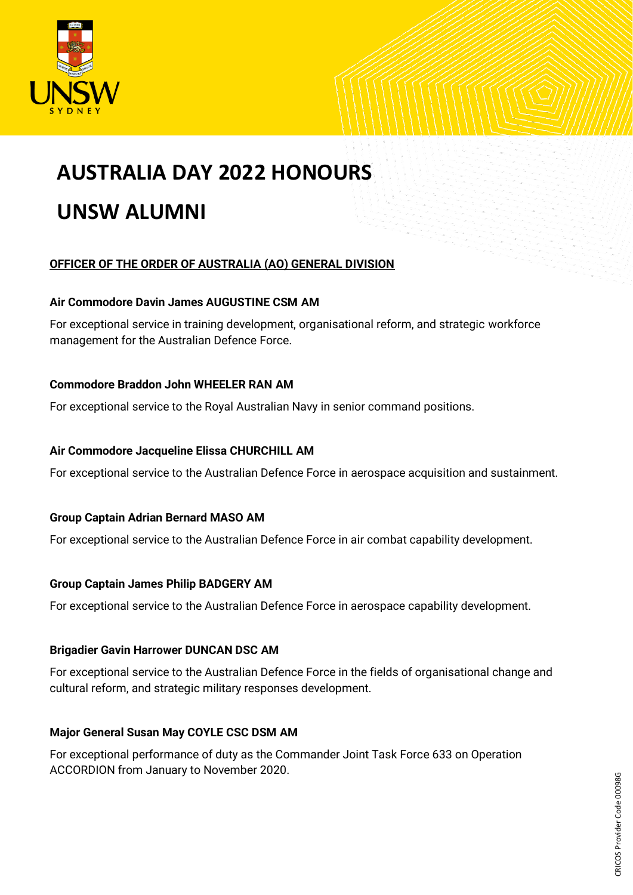# AUSTRALIA DAY 2022 HONOURS

# UNSW ALUMNI

## OFFICER OF THE ORDER OF AUSTRALIA (AO) GENERAL DIVISION

**Air Commodore Davin James AUGUSTINE CSM AM**

For exceptional service in training development, organisational reform, and strategic workforce management for the Australian Defence Force.

**Commodore Braddon John WHEELER RAN AM**

For exceptional service to the Royal Australian Navy in senior command positions.

**Air Commodore Jacqueline Elissa CHURCHILL AM**

For exceptional service to the Australian Defence Force in aerospace acquisition and sustainment.

**Group Captain Adrian Bernard MASO AM**

For exceptional service to the Australian Defence Force in air combat capability development.

**Group Captain James Philip BADGERY AM**

For exceptional service to the Australian Defence Force in aerospace capability development.

**Brigadier Gavin Harrower DUNCAN DSC AM**

For exceptional service to the Australian Defence Force in the fields of organisational change and cultural reform, and strategic military responses development.

**Major General Susan May COYLE CSC DSM AM**

For exceptional performance of duty as the Commander Joint Task Force 633 on Operation ACCORDION from January to November 2020.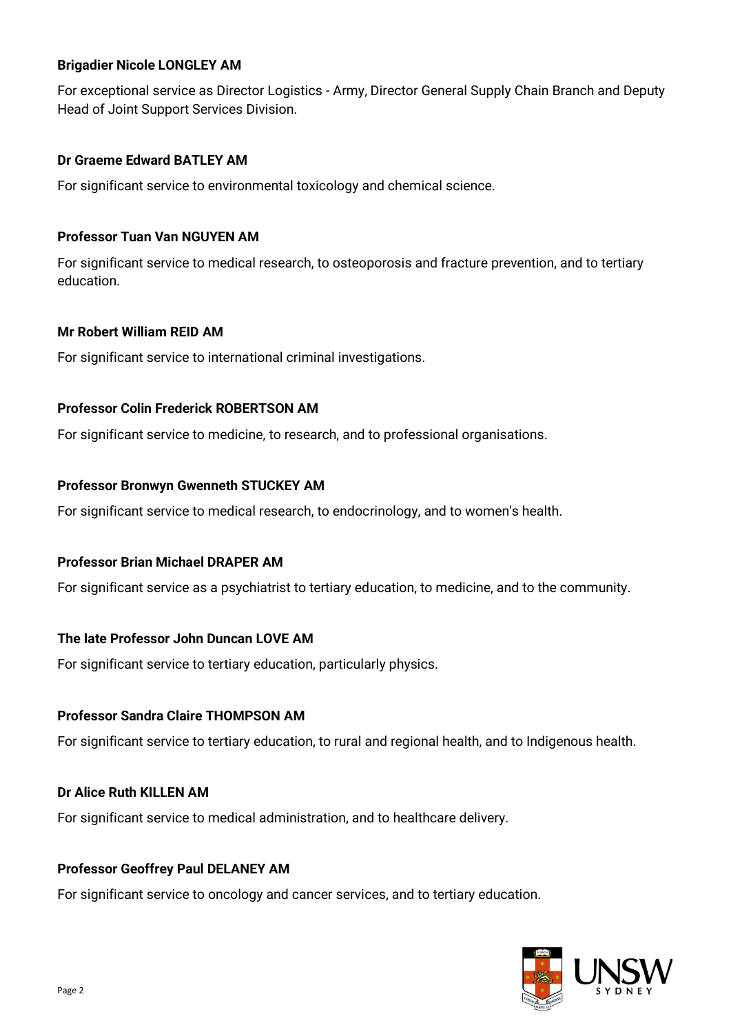**Brigadier Nicole LONGLEY AM**

For exceptional service as Director Logistics - Army, Director General Supply Chain Branch and Deputy Head of Joint Support Services Division.

**Dr Graeme Edward BATLEY AM**

For significant service to environmental toxicology and chemical science.

**Professor Tuan Van NGUYEN AM**

For significant service to medical research, to osteoporosis and fracture prevention, and to tertiary education.

**Mr Robert William REID AM**

For significant service to international criminal investigations.

**Professor Colin Frederick ROBERTSON AM**

For significant service to medicine, to research, and to professional organisations.

**Professor Bronwyn Gwenneth STUCKEY AM**

For significant service to medical research, to endocrinology, and to women's health.

**Professor Brian Michael DRAPER AM**

For significant service as a psychiatrist to tertiary education, to medicine, and to the community.

**The late Professor John Duncan LOVE AM**

For significant service to tertiary education, particularly physics.

**Professor Sandra Claire THOMPSON AM**

For significant service to tertiary education, to rural and regional health, and to Indigenous health.

**Dr Alice Ruth KILLEN AM**

For significant service to medical administration, and to healthcare delivery.

**Professor Geoffrey Paul DELANEY AM**

For significant service to oncology and cancer services, and to tertiary education.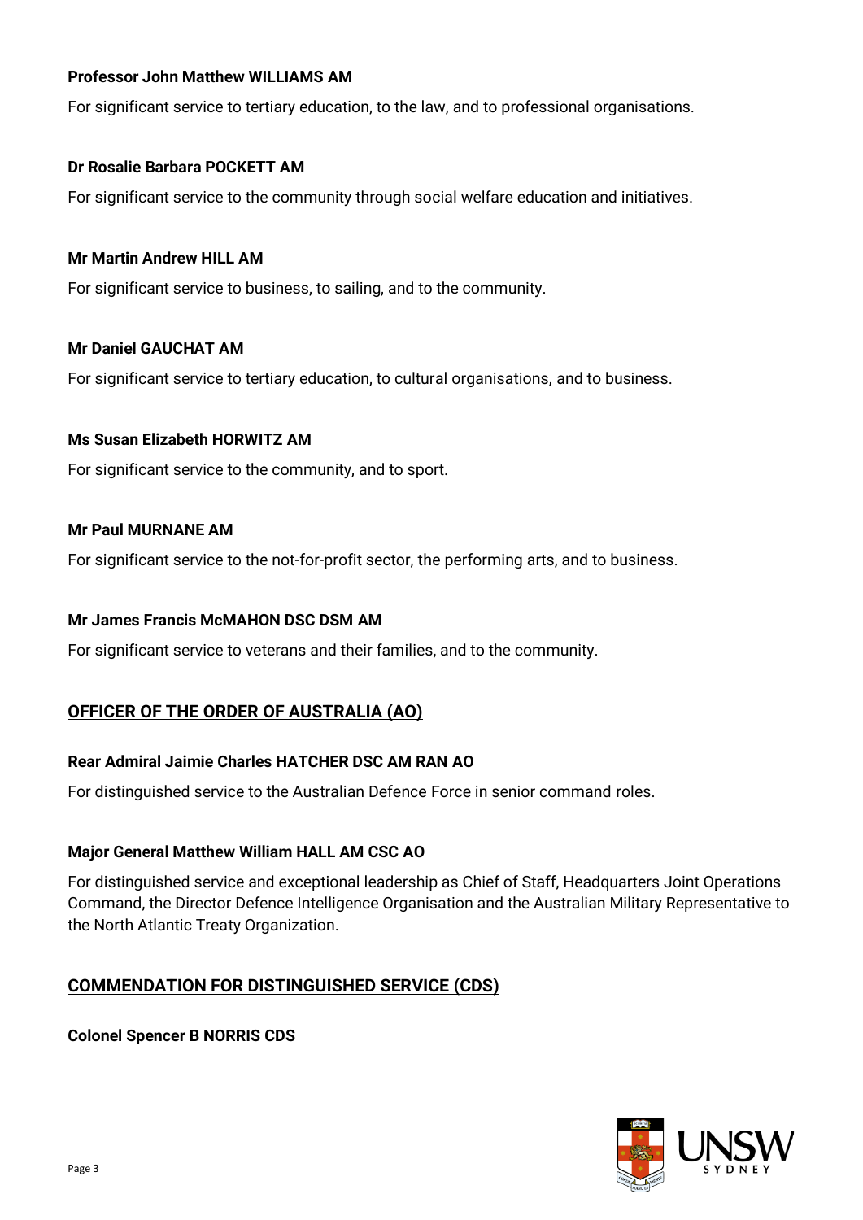**Professor John Matthew WILLIAMS AM**

For significant service to tertiary education, to the law, and to professional organisations.

**Dr Rosalie Barbara POCKETT AM**

For significant service to the community through social welfare education and initiatives.

**Mr Martin Andrew HILL AM**

For significant service to business, to sailing, and to the community.

**Mr Daniel GAUCHAT AM**

For significant service to tertiary education, to cultural organisations, and to business.

**Ms Susan Elizabeth HORWITZ AM**

For significant service to the community, and to sport.

**Mr Paul MURNANE AM**

For significant service to the not-for-profit sector, the performing arts, and to business.

**Mr James Francis McMAHON DSC DSM AM**

For significant service to veterans and their families, and to the community.

## OFFICER OF THE ORDER OF AUSTRALIA (AO)

**Rear Admiral Jaimie Charles HATCHER DSC AM RAN AO**

For distinguished service to the Australian Defence Force in senior command roles.

**Major General Matthew William HALL AM CSC AO**

For distinguished service and exceptional leadership as Chief of Staff, Headquarters Joint Operations Command, the Director Defence Intelligence Organisation and the Australian Military Representative to the North Atlantic Treaty Organization.

## COMMENDATION FOR DISTINGUISHED SERVICE (CDS)

**Colonel Spencer B NORRIS CDS**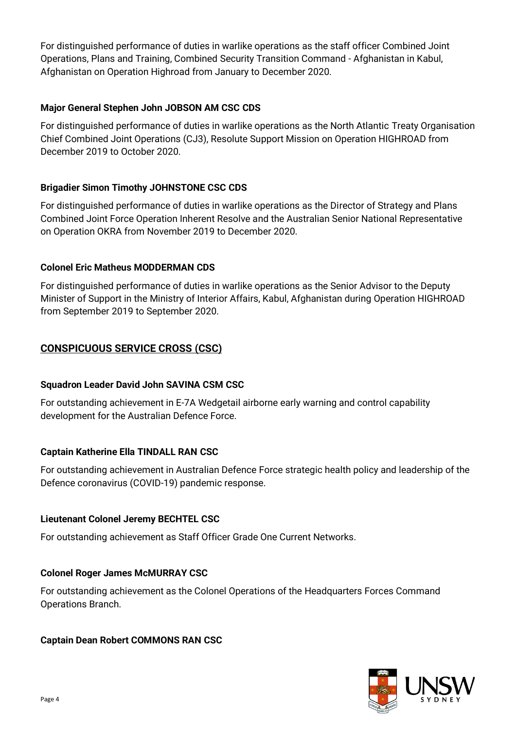For distinguished performance of duties in warlike operations as the staff officer Combined Joint Operations, Plans and Training, Combined Security Transition Command - Afghanistan in Kabul, Afghanistan on Operation Highroad from January to December 2020.

**Major General Stephen John JOBSON AM CSC CDS**

For distinguished performance of duties in warlike operations as the North Atlantic Treaty Organisation Chief Combined Joint Operations (CJ3), Resolute Support Mission on Operation HIGHROAD from December 2019 to October 2020.

**Brigadier Simon Timothy JOHNSTONE CSC CDS**

For distinguished performance of duties in warlike operations as the Director of Strategy and Plans Combined Joint Force Operation Inherent Resolve and the Australian Senior National Representative on Operation OKRA from November 2019 to December 2020.

**Colonel Eric Matheus MODDERMAN CDS**

For distinguished performance of duties in warlike operations as the Senior Advisor to the Deputy Minister of Support in the Ministry of Interior Affairs, Kabul, Afghanistan during Operation HIGHROAD from September 2019 to September 2020.

## CONSPICUOUS SERVICE CROSS (CSC)

**Squadron Leader David John SAVINA CSM CSC**

For outstanding achievement in E-7A Wedgetail airborne early warning and control capability development for the Australian Defence Force.

**Captain Katherine Ella TINDALL RAN CSC**

For outstanding achievement in Australian Defence Force strategic health policy and leadership of the Defence coronavirus (COVID-19) pandemic response.

**Lieutenant Colonel Jeremy BECHTEL CSC**

For outstanding achievement as Staff Officer Grade One Current Networks.

**Colonel Roger James McMURRAY CSC**

For outstanding achievement as the Colonel Operations of the Headquarters Forces Command Operations Branch.

**Captain Dean Robert COMMONS RAN CSC**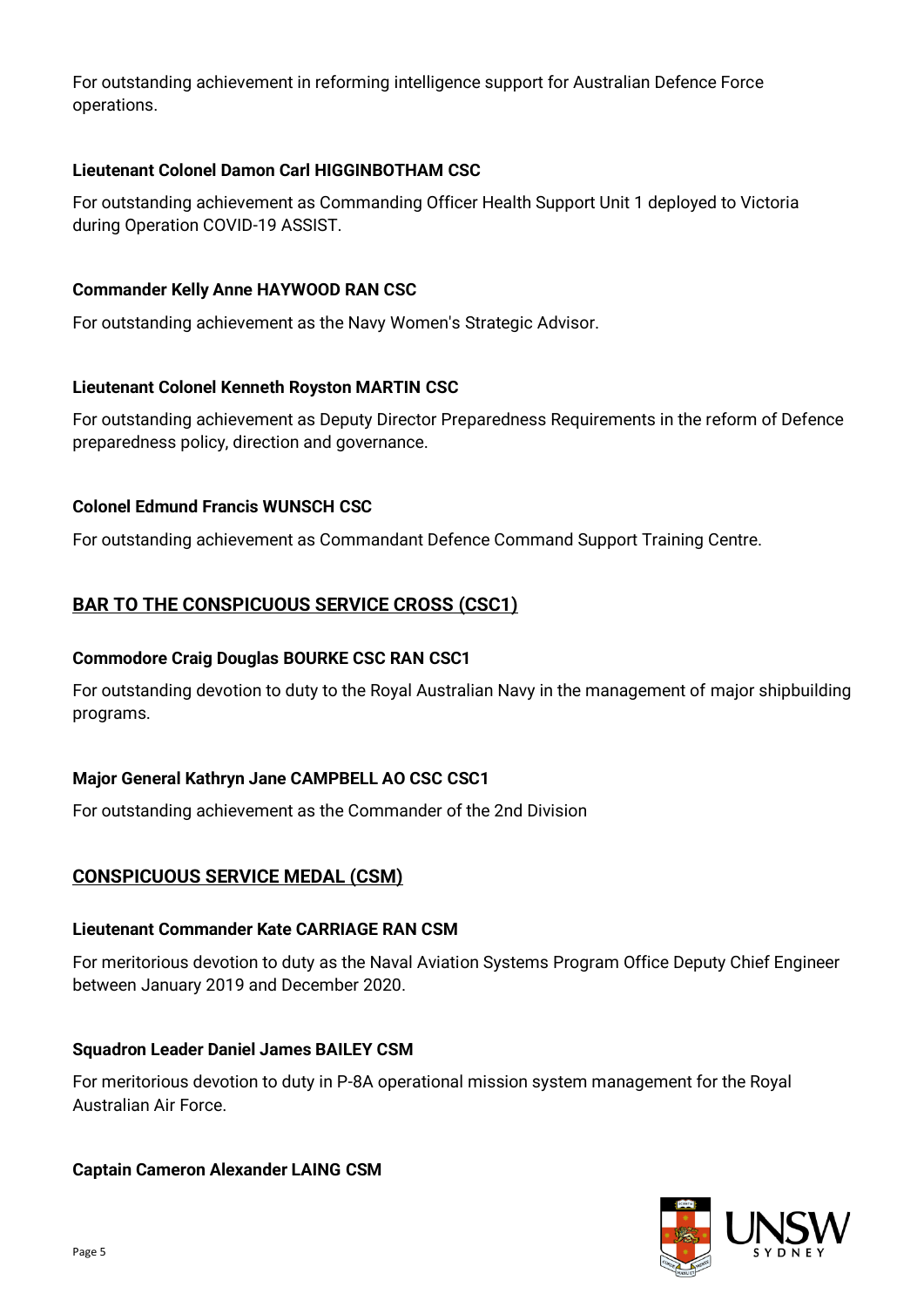For outstanding achievement in reforming intelligence support for Australian Defence Force operations.

**Lieutenant Colonel Damon Carl HIGGINBOTHAM CSC**

For outstanding achievement as Commanding Officer Health Support Unit 1 deployed to Victoria during Operation COVID-19 ASSIST.

**Commander Kelly Anne HAYWOOD RAN CSC**

For outstanding achievement as the Navy Women's Strategic Advisor.

**Lieutenant Colonel Kenneth Royston MARTIN CSC**

For outstanding achievement as Deputy Director Preparedness Requirements in the reform of Defence preparedness policy, direction and governance.

**Colonel Edmund Francis WUNSCH CSC**

For outstanding achievement as Commandant Defence Command Support Training Centre.

## BAR TO THE CONSPICUOUS SERVICE CROSS (CSC1)

**Commodore Craig Douglas BOURKE CSC RAN CSC1**

For outstanding devotion to duty to the Royal Australian Navy in the management of major shipbuilding programs.

**Major General Kathryn Jane CAMPBELL AO CSC CSC1**

For outstanding achievement as the Commander of the 2nd Division

## CONSPICUOUS SERVICE MEDAL (CSM)

**Lieutenant Commander Kate CARRIAGE RAN CSM**

For meritorious devotion to duty as the Naval Aviation Systems Program Office Deputy Chief Engineer between January 2019 and December 2020.

**Squadron Leader Daniel James BAILEY CSM**

For meritorious devotion to duty in P-8A operational mission system management for the Royal Australian Air Force.

**Captain Cameron Alexander LAING CSM**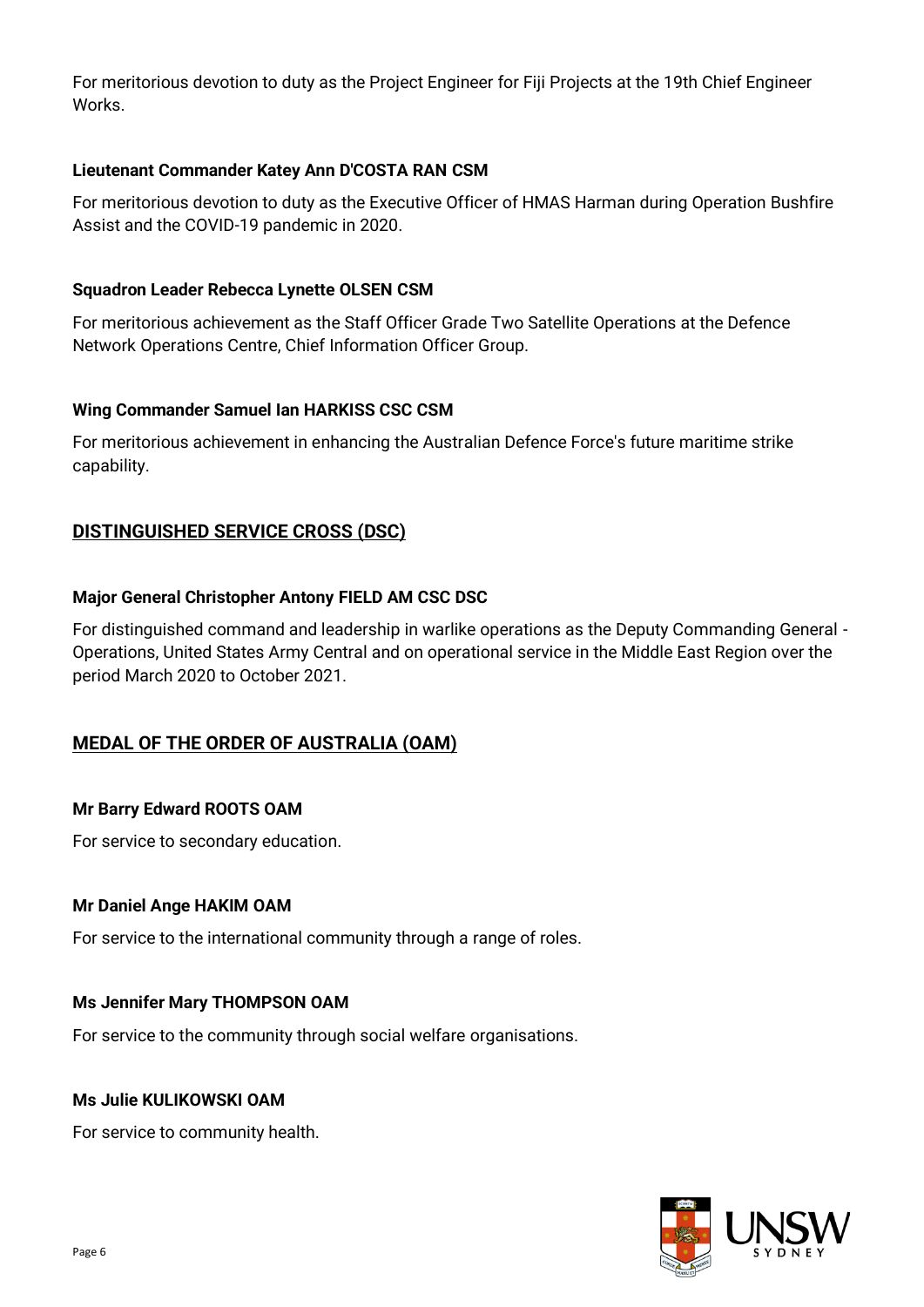For meritorious devotion to duty as the Project Engineer for Fiji Projects at the 19th Chief Engineer Works.

**Lieutenant Commander Katey Ann D'COSTA RAN CSM**

For meritorious devotion to duty as the Executive Officer of HMAS Harman during Operation Bushfire Assist and the COVID-19 pandemic in 2020.

**Squadron Leader Rebecca Lynette OLSEN CSM**

For meritorious achievement as the Staff Officer Grade Two Satellite Operations at the Defence Network Operations Centre, Chief Information Officer Group.

**Wing Commander Samuel Ian HARKISS CSC CSM**

For meritorious achievement in enhancing the Australian Defence Force's future maritime strike capability.

## DISTINGUISHED SERVICE CROSS (DSC)

**Major General Christopher Antony FIELD AM CSC DSC**

For distinguished command and leadership in warlike operations as the Deputy Commanding General - Operations, United States Army Central and on operational service in the Middle East Region over the period March 2020 to October 2021.

## MEDAL OF THE ORDER OF AUSTRALIA (OAM)

**Mr Barry Edward ROOTS OAM**

For service to secondary education.

**Mr Daniel Ange HAKIM OAM**

For service to the international community through a range of roles.

**Ms Jennifer Mary THOMPSON OAM**

For service to the community through social welfare organisations.

**Ms Julie KULIKOWSKI OAM**

For service to community health.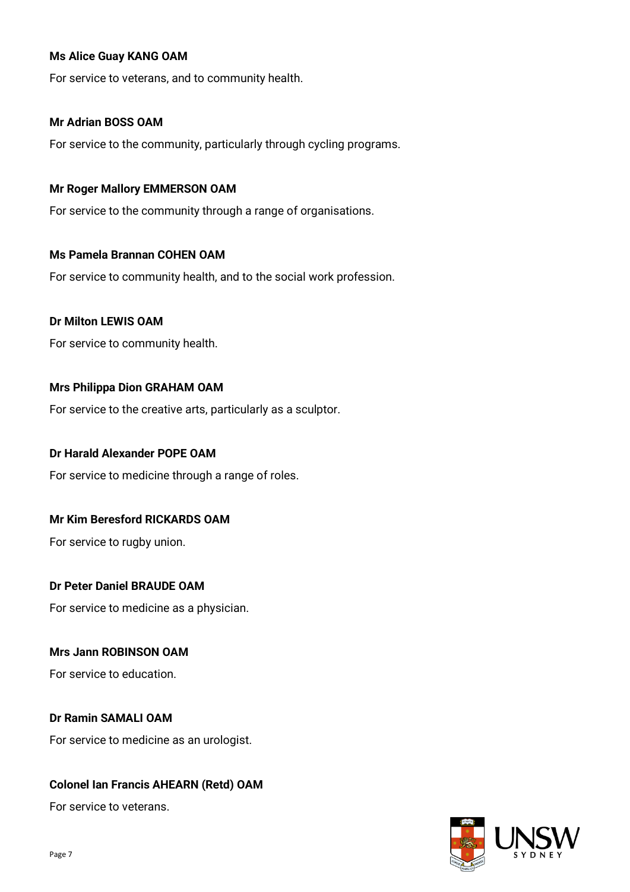**Ms Alice Guay KANG OAM**

For service to veterans, and to community health.

**Mr Adrian BOSS OAM**

For service to the community, particularly through cycling programs.

**Mr Roger Mallory EMMERSON OAM**

For service to the community through a range of organisations.

**Ms Pamela Brannan COHEN OAM**

For service to community health, and to the social work profession.

**Dr Milton LEWIS OAM**

For service to community health.

**Mrs Philippa Dion GRAHAM OAM**

For service to the creative arts, particularly as a sculptor.

**Dr Harald Alexander POPE OAM**

For service to medicine through a range of roles.

**Mr Kim Beresford RICKARDS OAM**

For service to rugby union.

**Dr Peter Daniel BRAUDE OAM**

For service to medicine as a physician.

**Mrs Jann ROBINSON OAM**

For service to education.

**Dr Ramin SAMALI OAM**

For service to medicine as an urologist.

**Colonel Ian Francis AHEARN (Retd) OAM**

For service to veterans.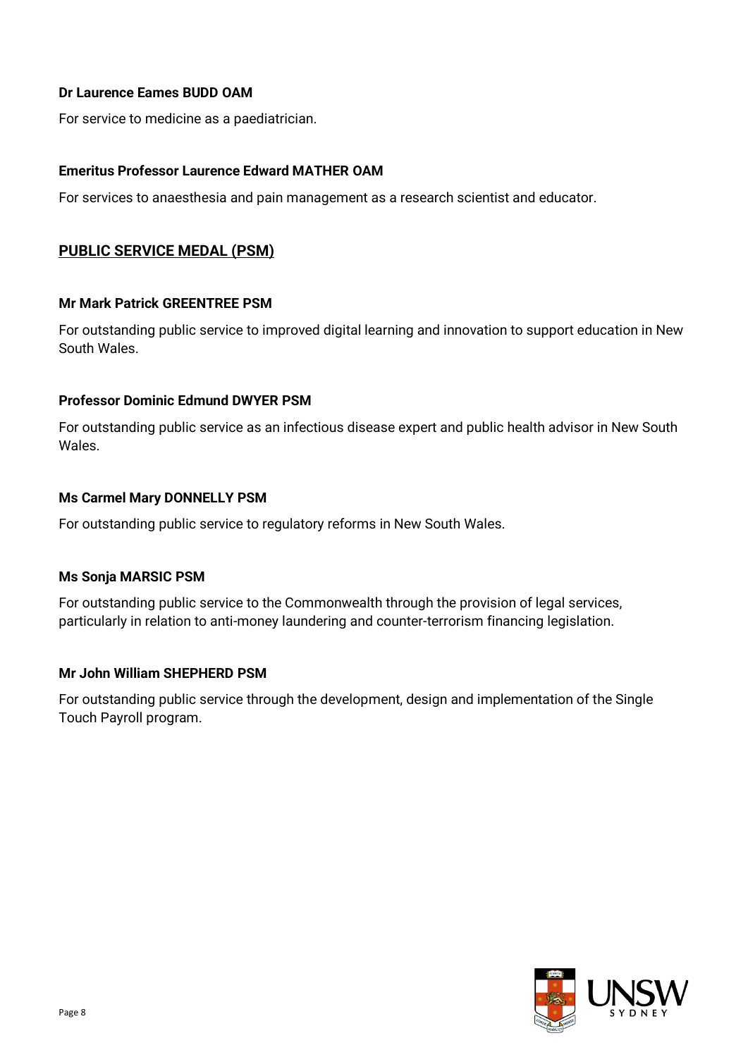**Dr Laurence Eames BUDD OAM**

For service to medicine as a paediatrician.

**Emeritus Professor Laurence Edward MATHER OAM**

For services to anaesthesia and pain management as a research scientist and educator.

## PUBLIC SERVICE MEDAL (PSM)

**Mr Mark Patrick GREENTREE PSM**

For outstanding public service to improved digital learning and innovation to support education in New South Wales.

**Professor Dominic Edmund DWYER PSM**

For outstanding public service as an infectious disease expert and public health advisor in New South Wales.

**Ms Carmel Mary DONNELLY PSM**

For outstanding public service to regulatory reforms in New South Wales.

**Ms Sonja MARSIC PSM**

For outstanding public service to the Commonwealth through the provision of legal services, particularly in relation to anti-money laundering and counter-terrorism financing legislation.

**Mr John William SHEPHERD PSM**

For outstanding public service through the development, design and implementation of the Single Touch Payroll program.